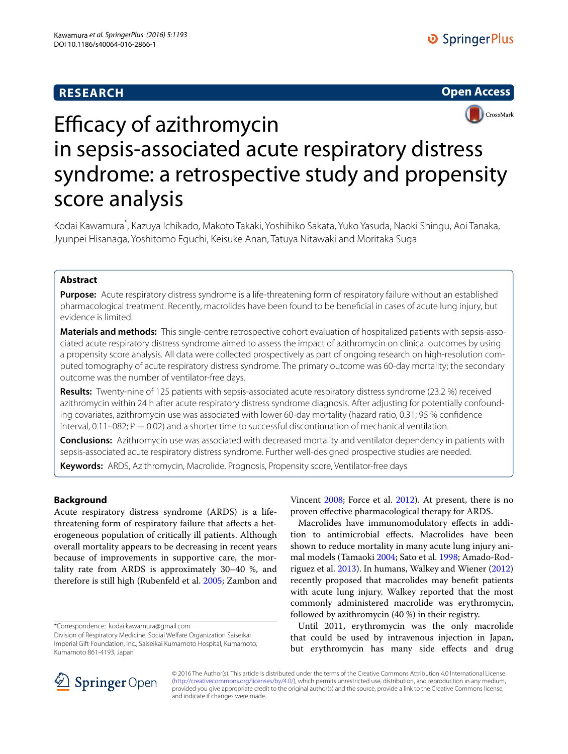RESEARCH

Open Access

# Efficacy of azithromycin in sepsis-associated acute respiratory distress syndrome: a retrospective study and propensity score analysis

Kodai Kawamura*, Kazuya Ichikado, Makoto Takaki, Yoshihiko Sakata, Yuko Yasuda, Naoki Shingu, Aoi Tanaka, Jyunpei Hisanaga, Yoshitomo Eguchi, Keisuke Anan, Tatuya Nitawaki and Moritaka Suga

## Abstract

**Purpose:** Acute respiratory distress syndrome is a life-threatening form of respiratory failure without an established pharmacological treatment. Recently, macrolides have been found to be beneficial in cases of acute lung injury, but evidence is limited.

**Materials and methods:** This single-centre retrospective cohort evaluation of hospitalized patients with sepsis-associated acute respiratory distress syndrome aimed to assess the impact of azithromycin on clinical outcomes by using a propensity score analysis. All data were collected prospectively as part of ongoing research on high-resolution computed tomography of acute respiratory distress syndrome. The primary outcome was 60-day mortality; the secondary outcome was the number of ventilator-free days.

**Results:** Twenty-nine of 125 patients with sepsis-associated acute respiratory distress syndrome (23.2 %) received azithromycin within 24 h after acute respiratory distress syndrome diagnosis. After adjusting for potentially confounding covariates, azithromycin use was associated with lower 60-day mortality (hazard ratio, 0.31; 95 % confidence interval, 0.11–082; P = 0.02) and a shorter time to successful discontinuation of mechanical ventilation.

**Conclusions:** Azithromycin use was associated with decreased mortality and ventilator dependency in patients with sepsis-associated acute respiratory distress syndrome. Further well-designed prospective studies are needed.

**Keywords:** ARDS, Azithromycin, Macrolide, Prognosis, Propensity score, Ventilator-free days

## Background

Acute respiratory distress syndrome (ARDS) is a life-threatening form of respiratory failure that affects a heterogeneous population of critically ill patients. Although overall mortality appears to be decreasing in recent years because of improvements in supportive care, the mortality rate from ARDS is approximately 30–40 %, and therefore is still high (Rubenfeld et al. 2005; Zambon and Vincent 2008; Force et al. 2012). At present, there is no proven effective pharmacological therapy for ARDS.

Macrolides have immunomodulatory effects in addition to antimicrobial effects. Macrolides have been shown to reduce mortality in many acute lung injury animal models (Tamaoki 2004; Sato et al. 1998; Amado-Rodriguez et al. 2013). In humans, Walkey and Wiener (2012) recently proposed that macrolides may benefit patients with acute lung injury. Walkey reported that the most commonly administered macrolide was erythromycin, followed by azithromycin (40 %) in their registry.

Until 2011, erythromycin was the only macrolide that could be used by intravenous injection in Japan, but erythromycin has many side effects and drug

*Correspondence: kodai.kawamura@gmail.com
Division of Respiratory Medicine, Social Welfare Organization Saiseikai Imperial Gift Foundation, Inc., Saiseikai Kumamoto Hospital, Kumamoto, Kumamoto 861-4193, Japan

© 2016 The Author(s). This article is distributed under the terms of the Creative Commons Attribution 4.0 International License (http://creativecommons.org/licenses/by/4.0/), which permits unrestricted use, distribution, and reproduction in any medium, provided you give appropriate credit to the original author(s) and the source, provide a link to the Creative Commons license, and indicate if changes were made.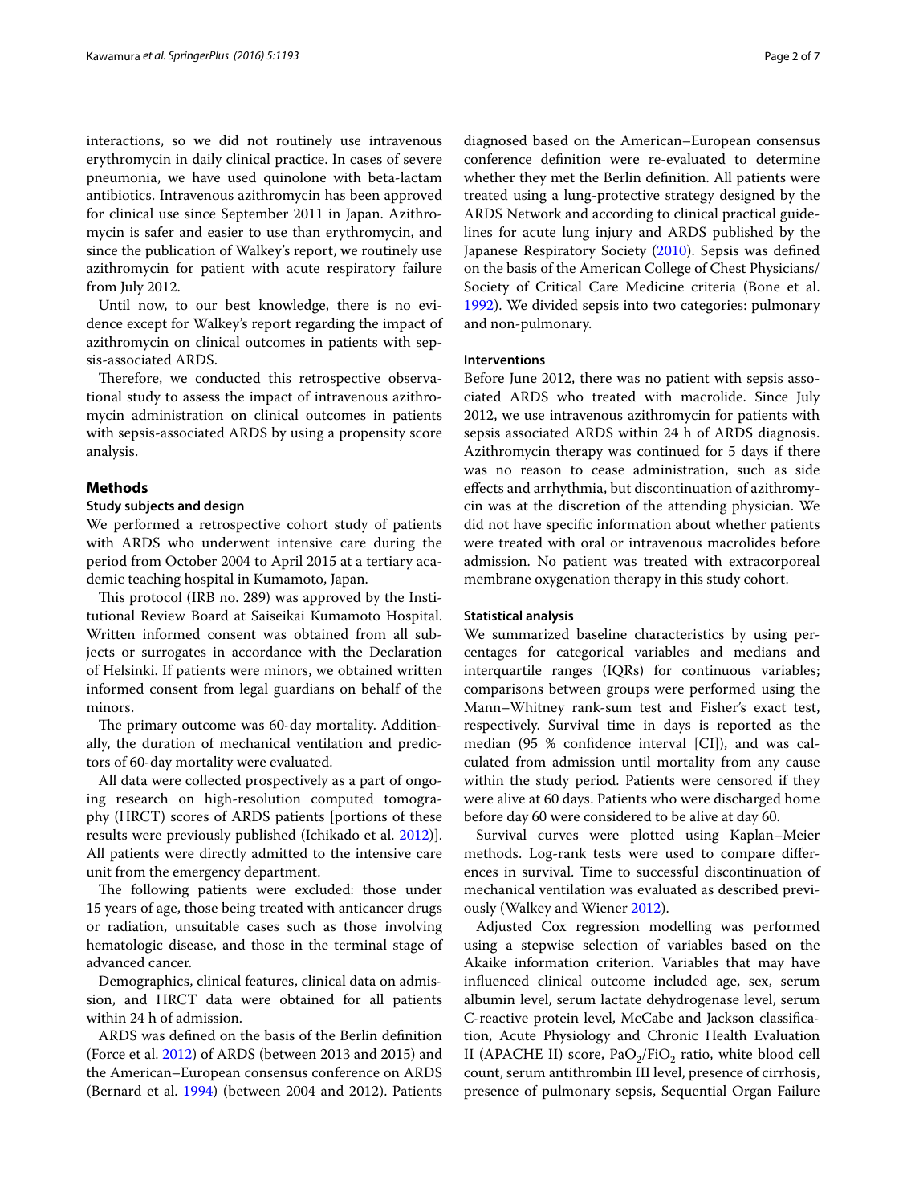interactions, so we did not routinely use intravenous erythromycin in daily clinical practice. In cases of severe pneumonia, we have used quinolone with beta-lactam antibiotics. Intravenous azithromycin has been approved for clinical use since September 2011 in Japan. Azithromycin is safer and easier to use than erythromycin, and since the publication of Walkey's report, we routinely use azithromycin for patient with acute respiratory failure from July 2012.

Until now, to our best knowledge, there is no evidence except for Walkey's report regarding the impact of azithromycin on clinical outcomes in patients with sepsis-associated ARDS.

Therefore, we conducted this retrospective observational study to assess the impact of intravenous azithromycin administration on clinical outcomes in patients with sepsis-associated ARDS by using a propensity score analysis.

## Methods

### Study subjects and design

We performed a retrospective cohort study of patients with ARDS who underwent intensive care during the period from October 2004 to April 2015 at a tertiary academic teaching hospital in Kumamoto, Japan.

This protocol (IRB no. 289) was approved by the Institutional Review Board at Saiseikai Kumamoto Hospital. Written informed consent was obtained from all subjects or surrogates in accordance with the Declaration of Helsinki. If patients were minors, we obtained written informed consent from legal guardians on behalf of the minors.

The primary outcome was 60-day mortality. Additionally, the duration of mechanical ventilation and predictors of 60-day mortality were evaluated.

All data were collected prospectively as a part of ongoing research on high-resolution computed tomography (HRCT) scores of ARDS patients [portions of these results were previously published (Ichikado et al. 2012)]. All patients were directly admitted to the intensive care unit from the emergency department.

The following patients were excluded: those under 15 years of age, those being treated with anticancer drugs or radiation, unsuitable cases such as those involving hematologic disease, and those in the terminal stage of advanced cancer.

Demographics, clinical features, clinical data on admission, and HRCT data were obtained for all patients within 24 h of admission.

ARDS was defined on the basis of the Berlin definition (Force et al. 2012) of ARDS (between 2013 and 2015) and the American–European consensus conference on ARDS (Bernard et al. 1994) (between 2004 and 2012). Patients diagnosed based on the American–European consensus conference definition were re-evaluated to determine whether they met the Berlin definition. All patients were treated using a lung-protective strategy designed by the ARDS Network and according to clinical practical guidelines for acute lung injury and ARDS published by the Japanese Respiratory Society (2010). Sepsis was defined on the basis of the American College of Chest Physicians/Society of Critical Care Medicine criteria (Bone et al. 1992). We divided sepsis into two categories: pulmonary and non-pulmonary.

### Interventions

Before June 2012, there was no patient with sepsis associated ARDS who treated with macrolide. Since July 2012, we use intravenous azithromycin for patients with sepsis associated ARDS within 24 h of ARDS diagnosis. Azithromycin therapy was continued for 5 days if there was no reason to cease administration, such as side effects and arrhythmia, but discontinuation of azithromycin was at the discretion of the attending physician. We did not have specific information about whether patients were treated with oral or intravenous macrolides before admission. No patient was treated with extracorporeal membrane oxygenation therapy in this study cohort.

### Statistical analysis

We summarized baseline characteristics by using percentages for categorical variables and medians and interquartile ranges (IQRs) for continuous variables; comparisons between groups were performed using the Mann–Whitney rank-sum test and Fisher's exact test, respectively. Survival time in days is reported as the median (95 % confidence interval [CI]), and was calculated from admission until mortality from any cause within the study period. Patients were censored if they were alive at 60 days. Patients who were discharged home before day 60 were considered to be alive at day 60.

Survival curves were plotted using Kaplan–Meier methods. Log-rank tests were used to compare differences in survival. Time to successful discontinuation of mechanical ventilation was evaluated as described previously (Walkey and Wiener 2012).

Adjusted Cox regression modelling was performed using a stepwise selection of variables based on the Akaike information criterion. Variables that may have influenced clinical outcome included age, sex, serum albumin level, serum lactate dehydrogenase level, serum C-reactive protein level, McCabe and Jackson classification, Acute Physiology and Chronic Health Evaluation II (APACHE II) score, $PaO_2/FiO_2$ ratio, white blood cell count, serum antithrombin III level, presence of cirrhosis, presence of pulmonary sepsis, Sequential Organ Failure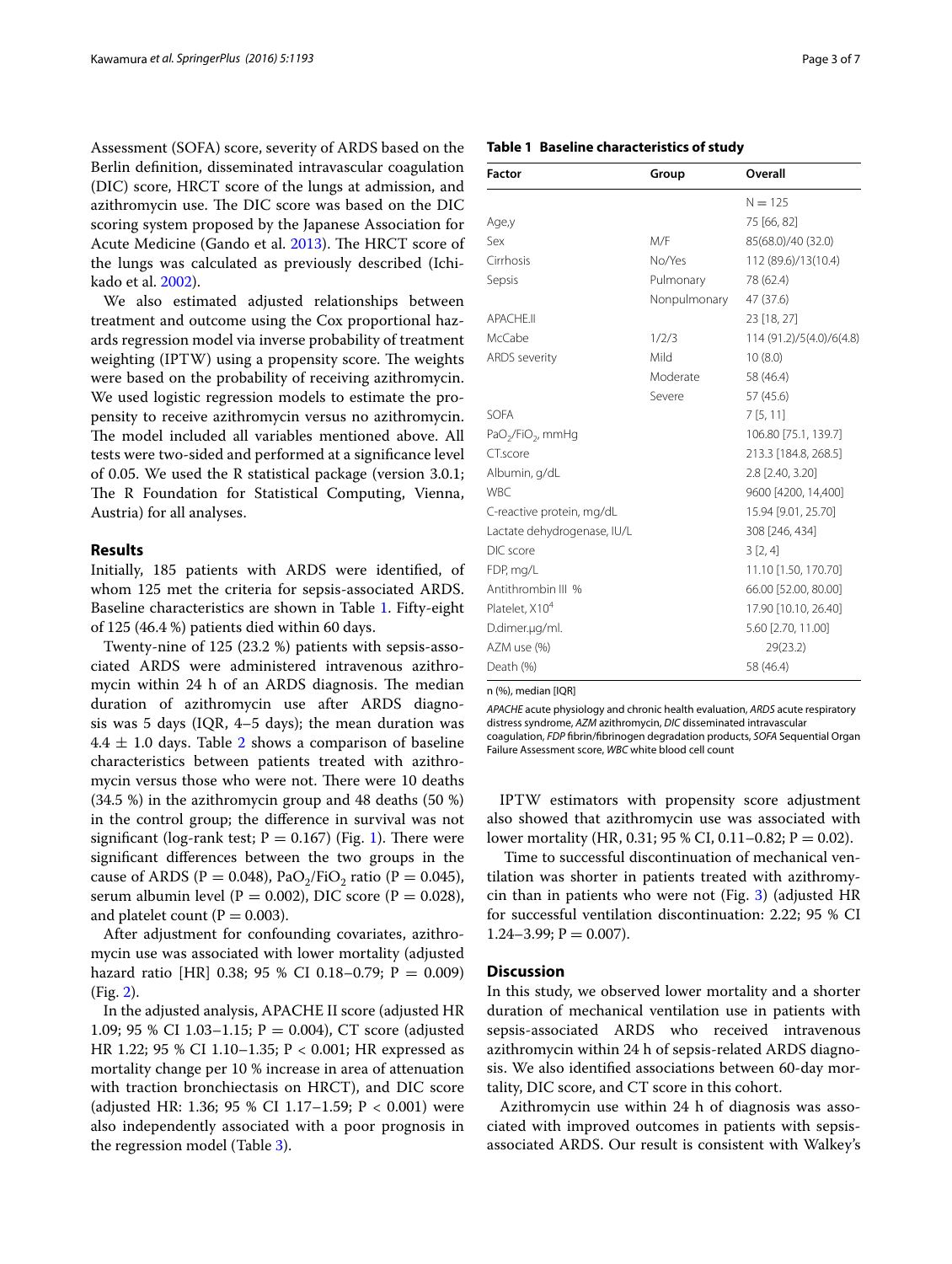Assessment (SOFA) score, severity of ARDS based on the Berlin definition, disseminated intravascular coagulation (DIC) score, HRCT score of the lungs at admission, and azithromycin use. The DIC score was based on the DIC scoring system proposed by the Japanese Association for Acute Medicine (Gando et al. 2013). The HRCT score of the lungs was calculated as previously described (Ichikado et al. 2002).

We also estimated adjusted relationships between treatment and outcome using the Cox proportional hazards regression model via inverse probability of treatment weighting (IPTW) using a propensity score. The weights were based on the probability of receiving azithromycin. We used logistic regression models to estimate the propensity to receive azithromycin versus no azithromycin. The model included all variables mentioned above. All tests were two-sided and performed at a significance level of 0.05. We used the R statistical package (version 3.0.1; The R Foundation for Statistical Computing, Vienna, Austria) for all analyses.

## Results

Initially, 185 patients with ARDS were identified, of whom 125 met the criteria for sepsis-associated ARDS. Baseline characteristics are shown in Table 1. Fifty-eight of 125 (46.4 %) patients died within 60 days.

Twenty-nine of 125 (23.2 %) patients with sepsis-associated ARDS were administered intravenous azithromycin within 24 h of an ARDS diagnosis. The median duration of azithromycin use after ARDS diagnosis was 5 days (IQR, 4–5 days); the mean duration was $4.4 \pm 1.0$ days. Table 2 shows a comparison of baseline characteristics between patients treated with azithromycin versus those who were not. There were 10 deaths (34.5 %) in the azithromycin group and 48 deaths (50 %) in the control group; the difference in survival was not significant (log-rank test; $P = 0.167$) (Fig. 1). There were significant differences between the two groups in the cause of ARDS ($P = 0.048$), $PaO_2/FiO_2$ ratio ($P = 0.045$), serum albumin level ($P = 0.002$), DIC score ($P = 0.028$), and platelet count ($P = 0.003$).

After adjustment for confounding covariates, azithromycin use was associated with lower mortality (adjusted hazard ratio [HR] 0.38; 95 % CI 0.18–0.79; $P = 0.009$) (Fig. 2).

In the adjusted analysis, APACHE II score (adjusted HR 1.09; 95 % CI 1.03–1.15; $P = 0.004$), CT score (adjusted HR 1.22; 95 % CI 1.10–1.35; $P < 0.001$; HR expressed as mortality change per 10 % increase in area of attenuation with traction bronchiectasis on HRCT), and DIC score (adjusted HR: 1.36; 95 % CI 1.17–1.59; $P < 0.001$) were also independently associated with a poor prognosis in the regression model (Table 3).

**Table 1 Baseline characteristics of study**

| Factor | Group | Overall |
|---|---|---|
| | | N = 125 |
| Age,y | | 75 [66, 82] |
| Sex | M/F | 85(68.0)/40 (32.0) |
| Cirrhosis | No/Yes | 112 (89.6)/13(10.4) |
| Sepsis | Pulmonary | 78 (62.4) |
| | Nonpulmonary | 47 (37.6) |
| APACHE.II | | 23 [18, 27] |
| McCabe | 1/2/3 | 114 (91.2)/5(4.0)/6(4.8) |
| ARDS severity | Mild | 10 (8.0) |
| | Moderate | 58 (46.4) |
| | Severe | 57 (45.6) |
| SOFA | | 7 [5, 11] |
| $PaO_2/FiO_2$, mmHg | | 106.80 [75.1, 139.7] |
| CT.score | | 213.3 [184.8, 268.5] |
| Albumin, g/dL | | 2.8 [2.40, 3.20] |
| WBC | | 9600 [4200, 14,400] |
| C-reactive protein, mg/dL | | 15.94 [9.01, 25.70] |
| Lactate dehydrogenase, IU/L | | 308 [246, 434] |
| DIC score | | 3 [2, 4] |
| FDP, mg/L | | 11.10 [1.50, 170.70] |
| Antithrombin III % | | 66.00 [52.00, 80.00] |
| Platelet, $X10^4$ | | 17.90 [10.10, 26.40] |
| D.dimer.μg/ml. | | 5.60 [2.70, 11.00] |
| AZM use (%) | | 29(23.2) |
| Death (%) | | 58 (46.4) |

n (%), median [IQR]

*APACHE* acute physiology and chronic health evaluation, *ARDS* acute respiratory distress syndrome, *AZM* azithromycin, *DIC* disseminated intravascular coagulation, *FDP* fibrin/fibrinogen degradation products, *SOFA* Sequential Organ Failure Assessment score, *WBC* white blood cell count

IPTW estimators with propensity score adjustment also showed that azithromycin use was associated with lower mortality (HR, 0.31; 95 % CI, 0.11–0.82; $P = 0.02$).

Time to successful discontinuation of mechanical ventilation was shorter in patients treated with azithromycin than in patients who were not (Fig. 3) (adjusted HR for successful ventilation discontinuation: 2.22; 95 % CI 1.24–3.99; $P = 0.007$).

## Discussion

In this study, we observed lower mortality and a shorter duration of mechanical ventilation use in patients with sepsis-associated ARDS who received intravenous azithromycin within 24 h of sepsis-related ARDS diagnosis. We also identified associations between 60-day mortality, DIC score, and CT score in this cohort.

Azithromycin use within 24 h of diagnosis was associated with improved outcomes in patients with sepsis-associated ARDS. Our result is consistent with Walkey's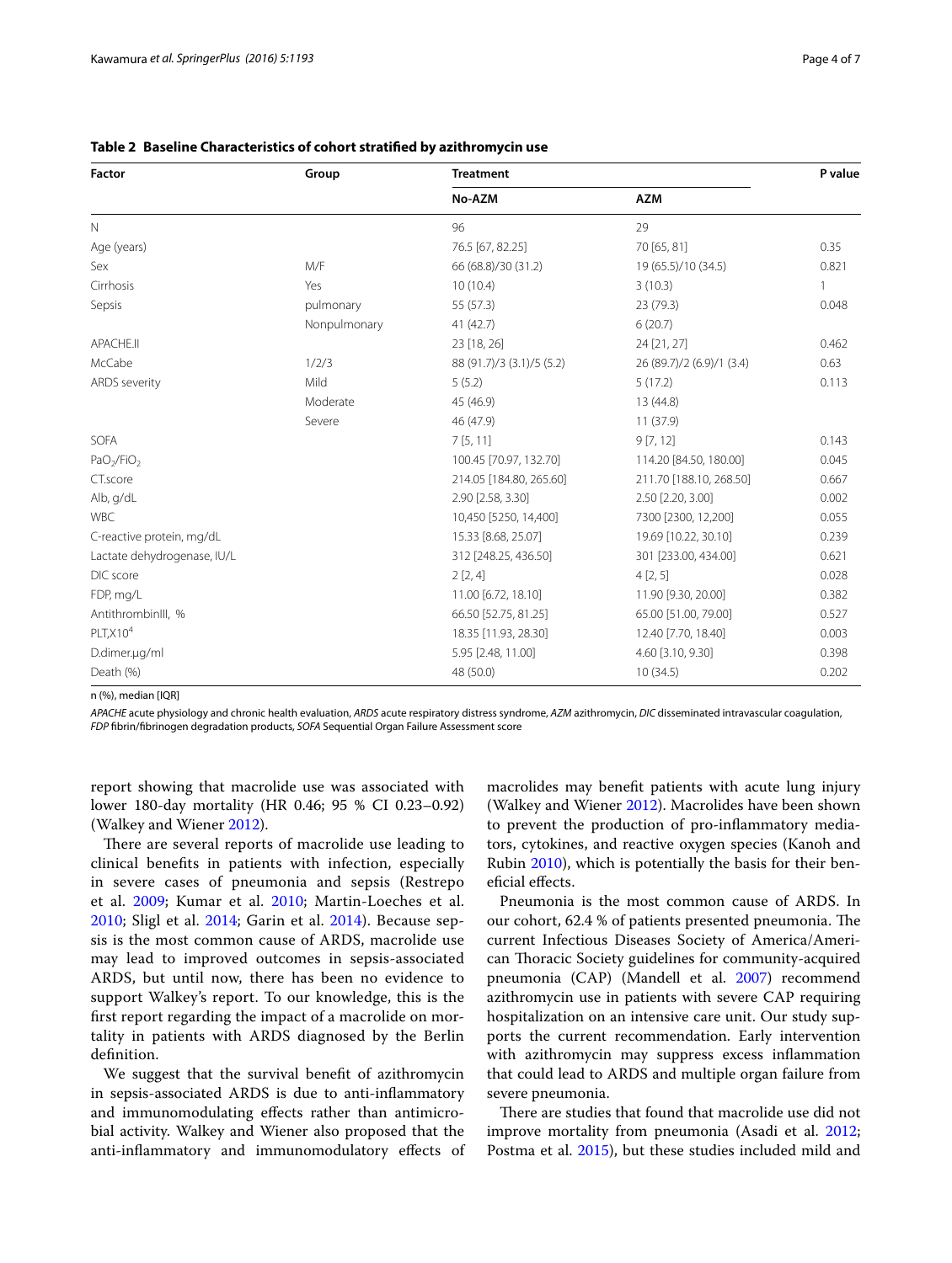**Table 2 Baseline Characteristics of cohort stratified by azithromycin use**

| Factor | Group | Treatment | | P value |
|---|---|---|---|---|
| | | No-AZM | AZM | |
| N | | 96 | 29 | |
| Age (years) | | 76.5 [67, 82.25] | 70 [65, 81] | 0.35 |
| Sex | M/F | 66 (68.8)/30 (31.2) | 19 (65.5)/10 (34.5) | 0.821 |
| Cirrhosis | Yes | 10 (10.4) | 3 (10.3) | 1 |
| Sepsis | pulmonary | 55 (57.3) | 23 (79.3) | 0.048 |
| | Nonpulmonary | 41 (42.7) | 6 (20.7) | |
| APACHE.II | | 23 [18, 26] | 24 [21, 27] | 0.462 |
| McCabe | 1/2/3 | 88 (91.7)/3 (3.1)/5 (5.2) | 26 (89.7)/2 (6.9)/1 (3.4) | 0.63 |
| ARDS severity | Mild | 5 (5.2) | 5 (17.2) | 0.113 |
| | Moderate | 45 (46.9) | 13 (44.8) | |
| | Severe | 46 (47.9) | 11 (37.9) | |
| SOFA | | 7 [5, 11] | 9 [7, 12] | 0.143 |
| $PaO_2/FiO_2$ | | 100.45 [70.97, 132.70] | 114.20 [84.50, 180.00] | 0.045 |
| CT.score | | 214.05 [184.80, 265.60] | 211.70 [188.10, 268.50] | 0.667 |
| Alb, g/dL | | 2.90 [2.58, 3.30] | 2.50 [2.20, 3.00] | 0.002 |
| WBC | | 10,450 [5250, 14,400] | 7300 [2300, 12,200] | 0.055 |
| C-reactive protein, mg/dL | | 15.33 [8.68, 25.07] | 19.69 [10.22, 30.10] | 0.239 |
| Lactate dehydrogenase, IU/L | | 312 [248.25, 436.50] | 301 [233.00, 434.00] | 0.621 |
| DIC score | | 2 [2, 4] | 4 [2, 5] | 0.028 |
| FDP, mg/L | | 11.00 [6.72, 18.10] | 11.90 [9.30, 20.00] | 0.382 |
| AntithrombinIII, % | | 66.50 [52.75, 81.25] | 65.00 [51.00, 79.00] | 0.527 |
| PLT,$X10^4$ | | 18.35 [11.93, 28.30] | 12.40 [7.70, 18.40] | 0.003 |
| D.dimer,µg/ml | | 5.95 [2.48, 11.00] | 4.60 [3.10, 9.30] | 0.398 |
| Death (%) | | 48 (50.0) | 10 (34.5) | 0.202 |

n (%), median [IQR]

*APACHE* acute physiology and chronic health evaluation, *ARDS* acute respiratory distress syndrome, *AZM* azithromycin, *DIC* disseminated intravascular coagulation, *FDP* fibrin/fibrinogen degradation products, *SOFA* Sequential Organ Failure Assessment score

report showing that macrolide use was associated with lower 180-day mortality (HR 0.46; 95 % CI 0.23–0.92) (Walkey and Wiener 2012).

There are several reports of macrolide use leading to clinical benefits in patients with infection, especially in severe cases of pneumonia and sepsis (Restrepo et al. 2009; Kumar et al. 2010; Martin-Loeches et al. 2010; Sligl et al. 2014; Garin et al. 2014). Because sepsis is the most common cause of ARDS, macrolide use may lead to improved outcomes in sepsis-associated ARDS, but until now, there has been no evidence to support Walkey's report. To our knowledge, this is the first report regarding the impact of a macrolide on mortality in patients with ARDS diagnosed by the Berlin definition.

We suggest that the survival benefit of azithromycin in sepsis-associated ARDS is due to anti-inflammatory and immunomodulating effects rather than antimicrobial activity. Walkey and Wiener also proposed that the anti-inflammatory and immunomodulatory effects of macrolides may benefit patients with acute lung injury (Walkey and Wiener 2012). Macrolides have been shown to prevent the production of pro-inflammatory mediators, cytokines, and reactive oxygen species (Kanoh and Rubin 2010), which is potentially the basis for their beneficial effects.

Pneumonia is the most common cause of ARDS. In our cohort, 62.4 % of patients presented pneumonia. The current Infectious Diseases Society of America/American Thoracic Society guidelines for community-acquired pneumonia (CAP) (Mandell et al. 2007) recommend azithromycin use in patients with severe CAP requiring hospitalization on an intensive care unit. Our study supports the current recommendation. Early intervention with azithromycin may suppress excess inflammation that could lead to ARDS and multiple organ failure from severe pneumonia.

There are studies that found that macrolide use did not improve mortality from pneumonia (Asadi et al. 2012; Postma et al. 2015), but these studies included mild and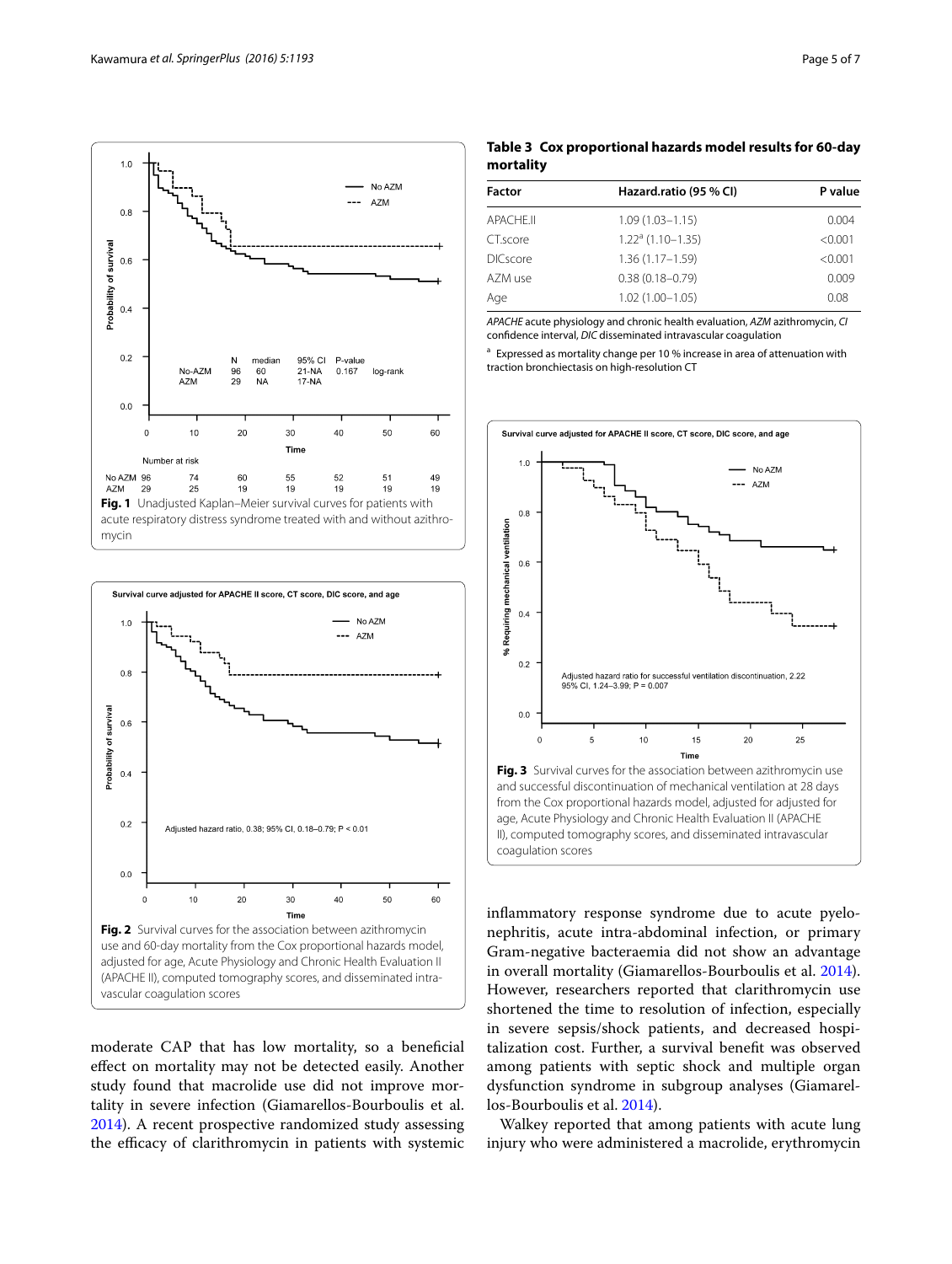**Fig. 1** Unadjusted Kaplan–Meier survival curves for patients with acute respiratory distress syndrome treated with and without azithromycin

**Fig. 2** Survival curves for the association between azithromycin use and 60-day mortality from the Cox proportional hazards model, adjusted for age, Acute Physiology and Chronic Health Evaluation II (APACHE II), computed tomography scores, and disseminated intravascular coagulation scores

moderate CAP that has low mortality, so a beneficial effect on mortality may not be detected easily. Another study found that macrolide use did not improve mortality in severe infection (Giamarellos-Bourboulis et al. 2014). A recent prospective randomized study assessing the efficacy of clarithromycin in patients with systemic inflammatory response syndrome due to acute pyelonephritis, acute intra-abdominal infection, or primary Gram-negative bacteraemia did not show an advantage in overall mortality (Giamarellos-Bourboulis et al. 2014). However, researchers reported that clarithromycin use shortened the time to resolution of infection, especially in severe sepsis/shock patients, and decreased hospitalization cost. Further, a survival benefit was observed among patients with septic shock and multiple organ dysfunction syndrome in subgroup analyses (Giamarellos-Bourboulis et al. 2014).

Walkey reported that among patients with acute lung injury who were administered a macrolide, erythromycin

**Table 3 Cox proportional hazards model results for 60-day mortality**

| Factor | Hazard.ratio (95 % CI) | P value |
|---|---|---|
| APACHE.II | 1.09 (1.03–1.15) | 0.004 |
| CT.score | 1.22[a] (1.10–1.35) | <0.001 |
| DICscore | 1.36 (1.17–1.59) | <0.001 |
| AZM use | 0.38 (0.18–0.79) | 0.009 |
| Age | 1.02 (1.00–1.05) | 0.08 |

*APACHE* acute physiology and chronic health evaluation, *AZM* azithromycin, *CI* confidence interval, *DIC* disseminated intravascular coagulation

[a] Expressed as mortality change per 10 % increase in area of attenuation with traction bronchiectasis on high-resolution CT

**Fig. 3** Survival curves for the association between azithromycin use and successful discontinuation of mechanical ventilation at 28 days from the Cox proportional hazards model, adjusted for adjusted for age, Acute Physiology and Chronic Health Evaluation II (APACHE II), computed tomography scores, and disseminated intravascular coagulation scores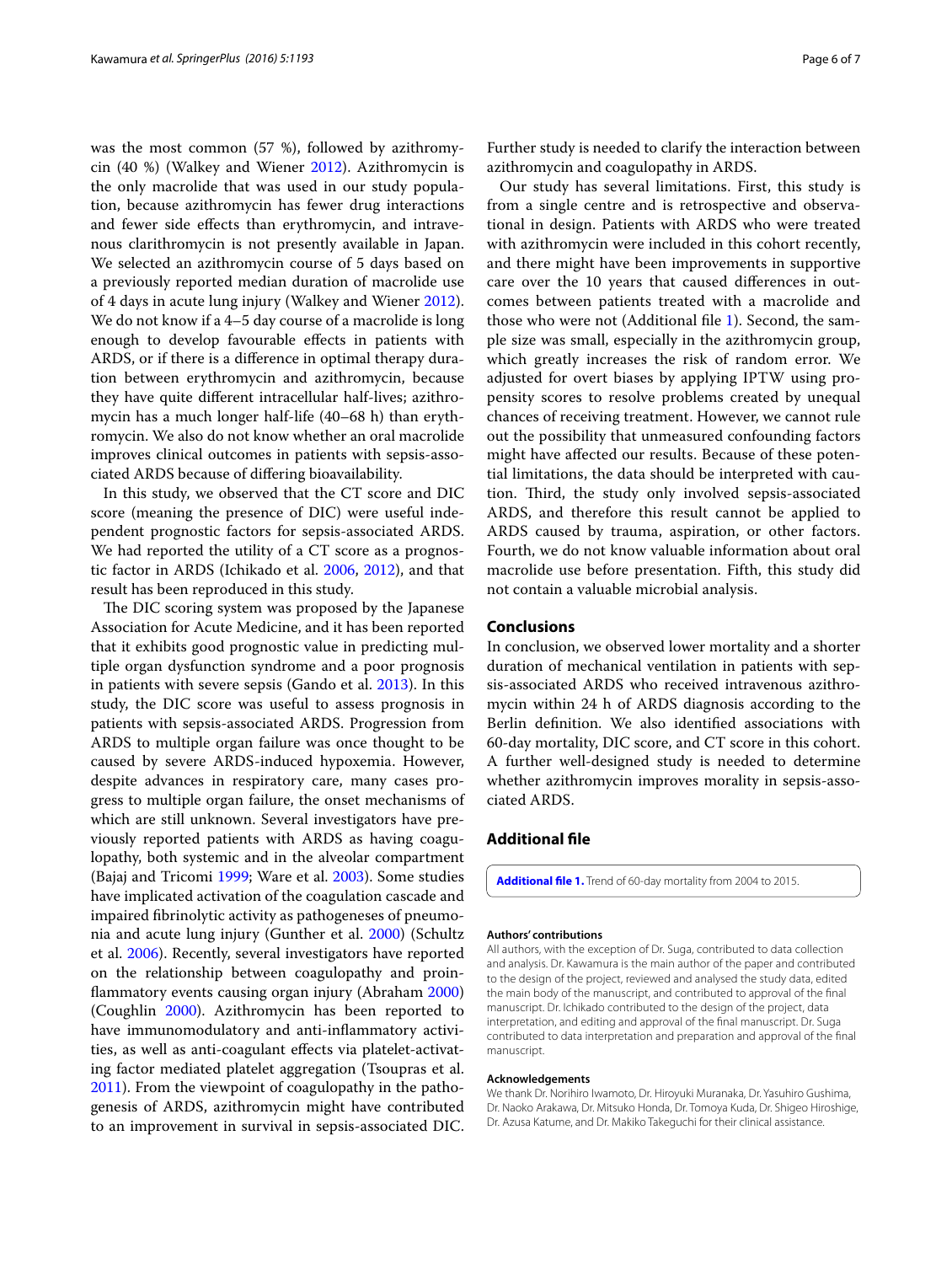was the most common (57 %), followed by azithromycin (40 %) (Walkey and Wiener 2012). Azithromycin is the only macrolide that was used in our study population, because azithromycin has fewer drug interactions and fewer side effects than erythromycin, and intravenous clarithromycin is not presently available in Japan. We selected an azithromycin course of 5 days based on a previously reported median duration of macrolide use of 4 days in acute lung injury (Walkey and Wiener 2012). We do not know if a 4–5 day course of a macrolide is long enough to develop favourable effects in patients with ARDS, or if there is a difference in optimal therapy duration between erythromycin and azithromycin, because they have quite different intracellular half-lives; azithromycin has a much longer half-life (40–68 h) than erythromycin. We also do not know whether an oral macrolide improves clinical outcomes in patients with sepsis-associated ARDS because of differing bioavailability.

In this study, we observed that the CT score and DIC score (meaning the presence of DIC) were useful independent prognostic factors for sepsis-associated ARDS. We had reported the utility of a CT score as a prognostic factor in ARDS (Ichikado et al. 2006, 2012), and that result has been reproduced in this study.

The DIC scoring system was proposed by the Japanese Association for Acute Medicine, and it has been reported that it exhibits good prognostic value in predicting multiple organ dysfunction syndrome and a poor prognosis in patients with severe sepsis (Gando et al. 2013). In this study, the DIC score was useful to assess prognosis in patients with sepsis-associated ARDS. Progression from ARDS to multiple organ failure was once thought to be caused by severe ARDS-induced hypoxemia. However, despite advances in respiratory care, many cases progress to multiple organ failure, the onset mechanisms of which are still unknown. Several investigators have previously reported patients with ARDS as having coagulopathy, both systemic and in the alveolar compartment (Bajaj and Tricomi 1999; Ware et al. 2003). Some studies have implicated activation of the coagulation cascade and impaired fibrinolytic activity as pathogeneses of pneumonia and acute lung injury (Gunther et al. 2000) (Schultz et al. 2006). Recently, several investigators have reported on the relationship between coagulopathy and proinflammatory events causing organ injury (Abraham 2000) (Coughlin 2000). Azithromycin has been reported to have immunomodulatory and anti-inflammatory activities, as well as anti-coagulant effects via platelet-activating factor mediated platelet aggregation (Tsoupras et al. 2011). From the viewpoint of coagulopathy in the pathogenesis of ARDS, azithromycin might have contributed to an improvement in survival in sepsis-associated DIC. Further study is needed to clarify the interaction between azithromycin and coagulopathy in ARDS.

Our study has several limitations. First, this study is from a single centre and is retrospective and observational in design. Patients with ARDS who were treated with azithromycin were included in this cohort recently, and there might have been improvements in supportive care over the 10 years that caused differences in outcomes between patients treated with a macrolide and those who were not (Additional file 1). Second, the sample size was small, especially in the azithromycin group, which greatly increases the risk of random error. We adjusted for overt biases by applying IPTW using propensity scores to resolve problems created by unequal chances of receiving treatment. However, we cannot rule out the possibility that unmeasured confounding factors might have affected our results. Because of these potential limitations, the data should be interpreted with caution. Third, the study only involved sepsis-associated ARDS, and therefore this result cannot be applied to ARDS caused by trauma, aspiration, or other factors. Fourth, we do not know valuable information about oral macrolide use before presentation. Fifth, this study did not contain a valuable microbial analysis.

## Conclusions

In conclusion, we observed lower mortality and a shorter duration of mechanical ventilation in patients with sepsis-associated ARDS who received intravenous azithromycin within 24 h of ARDS diagnosis according to the Berlin definition. We also identified associations with 60-day mortality, DIC score, and CT score in this cohort. A further well-designed study is needed to determine whether azithromycin improves morality in sepsis-associated ARDS.

## Additional file

**Additional file 1.** Trend of 60-day mortality from 2004 to 2015.

#### Authors' contributions

All authors, with the exception of Dr. Suga, contributed to data collection and analysis. Dr. Kawamura is the main author of the paper and contributed to the design of the project, reviewed and analysed the study data, edited the main body of the manuscript, and contributed to approval of the final manuscript. Dr. Ichikado contributed to the design of the project, data interpretation, and editing and approval of the final manuscript. Dr. Suga contributed to data interpretation and preparation and approval of the final manuscript.

#### Acknowledgements

We thank Dr. Norihiro Iwamoto, Dr. Hiroyuki Muranaka, Dr. Yasuhiro Gushima, Dr. Naoko Arakawa, Dr. Mitsuko Honda, Dr. Tomoya Kuda, Dr. Shigeo Hiroshige, Dr. Azusa Katume, and Dr. Makiko Takeguchi for their clinical assistance.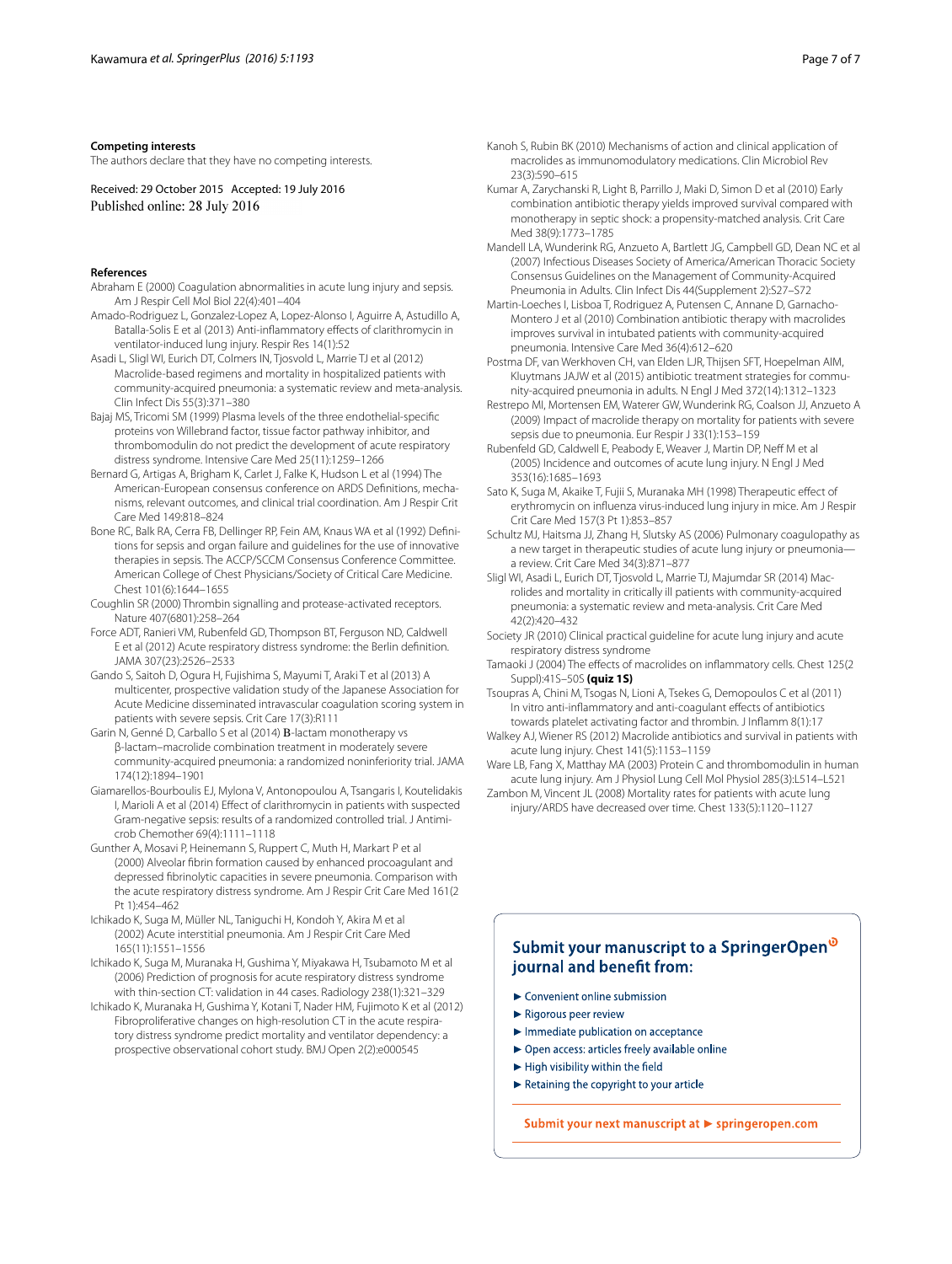### Competing interests

The authors declare that they have no competing interests.

Received: 29 October 2015 Accepted: 19 July 2016
Published online: 28 July 2016

### References

Abraham E (2000) Coagulation abnormalities in acute lung injury and sepsis. Am J Respir Cell Mol Biol 22(4):401–404

Amado-Rodriguez L, Gonzalez-Lopez A, Lopez-Alonso I, Aguirre A, Astudillo A, Batalla-Solis E et al (2013) Anti-inflammatory effects of clarithromycin in ventilator-induced lung injury. Respir Res 14(1):52

Asadi L, Sligl WI, Eurich DT, Colmers IN, Tjosvold L, Marrie TJ et al (2012) Macrolide-based regimens and mortality in hospitalized patients with community-acquired pneumonia: a systematic review and meta-analysis. Clin Infect Dis 55(3):371–380

Bajaj MS, Tricomi SM (1999) Plasma levels of the three endothelial-specific proteins von Willebrand factor, tissue factor pathway inhibitor, and thrombomodulin do not predict the development of acute respiratory distress syndrome. Intensive Care Med 25(11):1259–1266

Bernard G, Artigas A, Brigham K, Carlet J, Falke K, Hudson L et al (1994) The American-European consensus conference on ARDS Definitions, mechanisms, relevant outcomes, and clinical trial coordination. Am J Respir Crit Care Med 149:818–824

Bone RC, Balk RA, Cerra FB, Dellinger RP, Fein AM, Knaus WA et al (1992) Definitions for sepsis and organ failure and guidelines for the use of innovative therapies in sepsis. The ACCP/SCCM Consensus Conference Committee. American College of Chest Physicians/Society of Critical Care Medicine. Chest 101(6):1644–1655

Coughlin SR (2000) Thrombin signalling and protease-activated receptors. Nature 407(6801):258–264

Force ADT, Ranieri VM, Rubenfeld GD, Thompson BT, Ferguson ND, Caldwell E et al (2012) Acute respiratory distress syndrome: the Berlin definition. JAMA 307(23):2526–2533

Gando S, Saitoh D, Ogura H, Fujishima S, Mayumi T, Araki T et al (2013) A multicenter, prospective validation study of the Japanese Association for Acute Medicine disseminated intravascular coagulation scoring system in patients with severe sepsis. Crit Care 17(3):R111

Garin N, Genné D, Carballo S et al (2014) B-lactam monotherapy vs β-lactam–macrolide combination treatment in moderately severe community-acquired pneumonia: a randomized noninferiority trial. JAMA 174(12):1894–1901

Giamarellos-Bourboulis EJ, Mylona V, Antonopoulou A, Tsangaris I, Koutelidakis I, Marioli A et al (2014) Effect of clarithromycin in patients with suspected Gram-negative sepsis: results of a randomized controlled trial. J Antimicrob Chemother 69(4):1111–1118

Gunther A, Mosavi P, Heinemann S, Ruppert C, Muth H, Markart P et al (2000) Alveolar fibrin formation caused by enhanced procoagulant and depressed fibrinolytic capacities in severe pneumonia. Comparison with the acute respiratory distress syndrome. Am J Respir Crit Care Med 161(2 Pt 1):454–462

Ichikado K, Suga M, Müller NL, Taniguchi H, Kondoh Y, Akira M et al (2002) Acute interstitial pneumonia. Am J Respir Crit Care Med 165(11):1551–1556

Ichikado K, Suga M, Muranaka H, Gushima Y, Miyakawa H, Tsubamoto M et al (2006) Prediction of prognosis for acute respiratory distress syndrome with thin-section CT: validation in 44 cases. Radiology 238(1):321–329

Ichikado K, Muranaka H, Gushima Y, Kotani T, Nader HM, Fujimoto K et al (2012) Fibroproliferative changes on high-resolution CT in the acute respiratory distress syndrome predict mortality and ventilator dependency: a prospective observational cohort study. BMJ Open 2(2):e000545

Kanoh S, Rubin BK (2010) Mechanisms of action and clinical application of macrolides as immunomodulatory medications. Clin Microbiol Rev 23(3):590–615

Kumar A, Zarychanski R, Light B, Parrillo J, Maki D, Simon D et al (2010) Early combination antibiotic therapy yields improved survival compared with monotherapy in septic shock: a propensity-matched analysis. Crit Care Med 38(9):1773–1785

Mandell LA, Wunderink RG, Anzueto A, Bartlett JG, Campbell GD, Dean NC et al (2007) Infectious Diseases Society of America/American Thoracic Society Consensus Guidelines on the Management of Community-Acquired Pneumonia in Adults. Clin Infect Dis 44(Supplement 2):S27–S72

Martin-Loeches I, Lisboa T, Rodriguez A, Putensen C, Annane D, Garnacho-Montero J et al (2010) Combination antibiotic therapy with macrolides improves survival in intubated patients with community-acquired pneumonia. Intensive Care Med 36(4):612–620

Postma DF, van Werkhoven CH, van Elden LJR, Thijsen SFT, Hoepelman AIM, Kluytmans JAJW et al (2015) antibiotic treatment strategies for community-acquired pneumonia in adults. N Engl J Med 372(14):1312–1323

Restrepo MI, Mortensen EM, Waterer GW, Wunderink RG, Coalson JJ, Anzueto A (2009) Impact of macrolide therapy on mortality for patients with severe sepsis due to pneumonia. Eur Respir J 33(1):153–159

Rubenfeld GD, Caldwell E, Peabody E, Weaver J, Martin DP, Neff M et al (2005) Incidence and outcomes of acute lung injury. N Engl J Med 353(16):1685–1693

Sato K, Suga M, Akaike T, Fujii S, Muranaka MH (1998) Therapeutic effect of erythromycin on influenza virus-induced lung injury in mice. Am J Respir Crit Care Med 157(3 Pt 1):853–857

Schultz MJ, Haitsma JJ, Zhang H, Slutsky AS (2006) Pulmonary coagulopathy as a new target in therapeutic studies of acute lung injury or pneumonia—a review. Crit Care Med 34(3):871–877

Sligl WI, Asadi L, Eurich DT, Tjosvold L, Marrie TJ, Majumdar SR (2014) Macrolides and mortality in critically ill patients with community-acquired pneumonia: a systematic review and meta-analysis. Crit Care Med 42(2):420–432

Society JR (2010) Clinical practical guideline for acute lung injury and acute respiratory distress syndrome

Tamaoki J (2004) The effects of macrolides on inflammatory cells. Chest 125(2 Suppl):41S–50S **(quiz 1S)**

Tsoupras A, Chini M, Tsogas N, Lioni A, Tsekes G, Demopoulos C et al (2011) In vitro anti-inflammatory and anti-coagulant effects of antibiotics towards platelet activating factor and thrombin. J Inflamm 8(1):17

Walkey AJ, Wiener RS (2012) Macrolide antibiotics and survival in patients with acute lung injury. Chest 141(5):1153–1159

Ware LB, Fang X, Matthay MA (2003) Protein C and thrombomodulin in human acute lung injury. Am J Physiol Lung Cell Mol Physiol 285(3):L514–L521

Zambon M, Vincent JL (2008) Mortality rates for patients with acute lung injury/ARDS have decreased over time. Chest 133(5):1120–1127